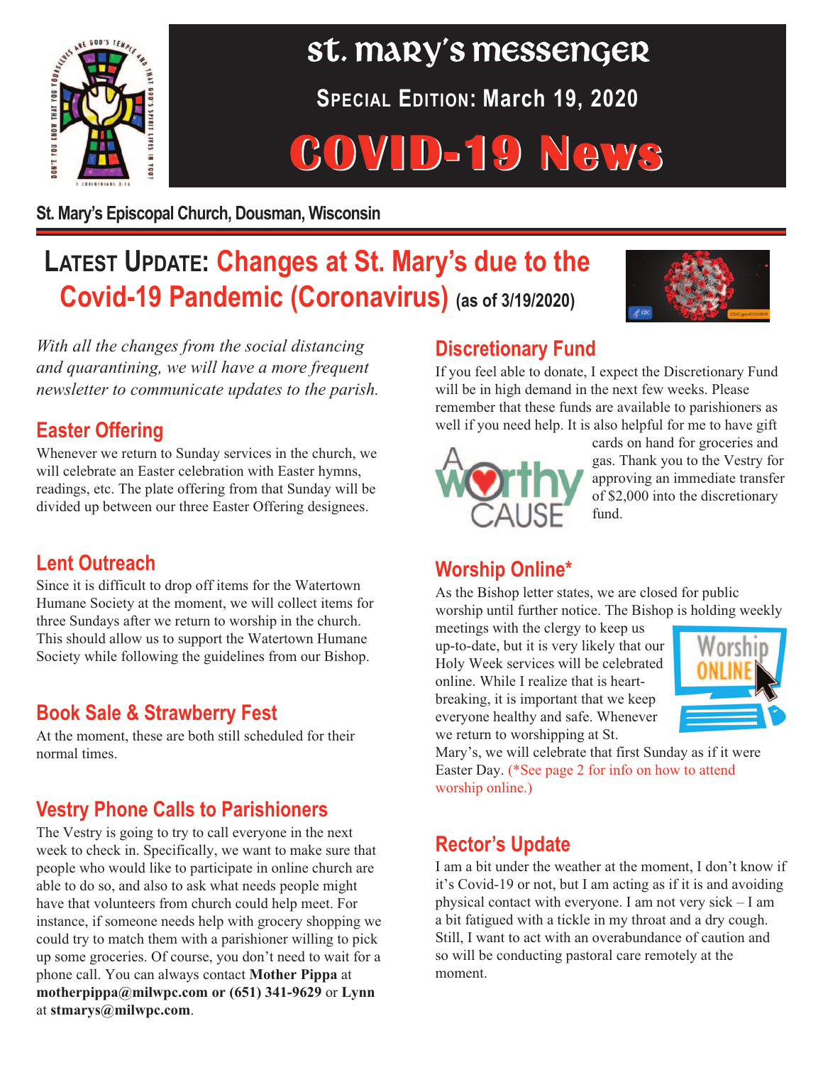# st. mary's messenger

**Special Edition: March 19, 2020**

# COVID-19 News

**St. Mary's Episcopal Church, Dousman, Wisconsin**

## Latest Update: Changes at St. Mary's due to the Covid-19 Pandemic (Coronavirus) (as of 3/19/2020)

*With all the changes from the social distancing and quarantining, we will have a more frequent newsletter to communicate updates to the parish.*

### Easter Offering

Whenever we return to Sunday services in the church, we will celebrate an Easter celebration with Easter hymns, readings, etc. The plate offering from that Sunday will be divided up between our three Easter Offering designees.

### Lent Outreach

Since it is difficult to drop off items for the Watertown Humane Society at the moment, we will collect items for three Sundays after we return to worship in the church. This should allow us to support the Watertown Humane Society while following the guidelines from our Bishop.

### Book Sale & Strawberry Fest

At the moment, these are both still scheduled for their normal times.

### Vestry Phone Calls to Parishioners

The Vestry is going to try to call everyone in the next week to check in. Specifically, we want to make sure that people who would like to participate in online church are able to do so, and also to ask what needs people might have that volunteers from church could help meet. For instance, if someone needs help with grocery shopping we could try to match them with a parishioner willing to pick up some groceries. Of course, you don't need to wait for a phone call. You can always contact **Mother Pippa** at **motherpippa@milwpc.com or (651) 341-9629** or **Lynn** at **stmarys@milwpc.com**.

### Discretionary Fund

If you feel able to donate, I expect the Discretionary Fund will be in high demand in the next few weeks. Please remember that these funds are available to parishioners as well if you need help. It is also helpful for me to have gift cards on hand for groceries and gas. Thank you to the Vestry for approving an immediate transfer of $2,000 into the discretionary fund.

### Worship Online*

As the Bishop letter states, we are closed for public worship until further notice. The Bishop is holding weekly meetings with the clergy to keep us up-to-date, but it is very likely that our Holy Week services will be celebrated online. While I realize that is heart-breaking, it is important that we keep everyone healthy and safe. Whenever we return to worshipping at St. Mary's, we will celebrate that first Sunday as if it were Easter Day. (*See page 2 for info on how to attend worship online.)

### Rector's Update

I am a bit under the weather at the moment, I don't know if it's Covid-19 or not, but I am acting as if it is and avoiding physical contact with everyone. I am not very sick – I am a bit fatigued with a tickle in my throat and a dry cough. Still, I want to act with an overabundance of caution and so will be conducting pastoral care remotely at the moment.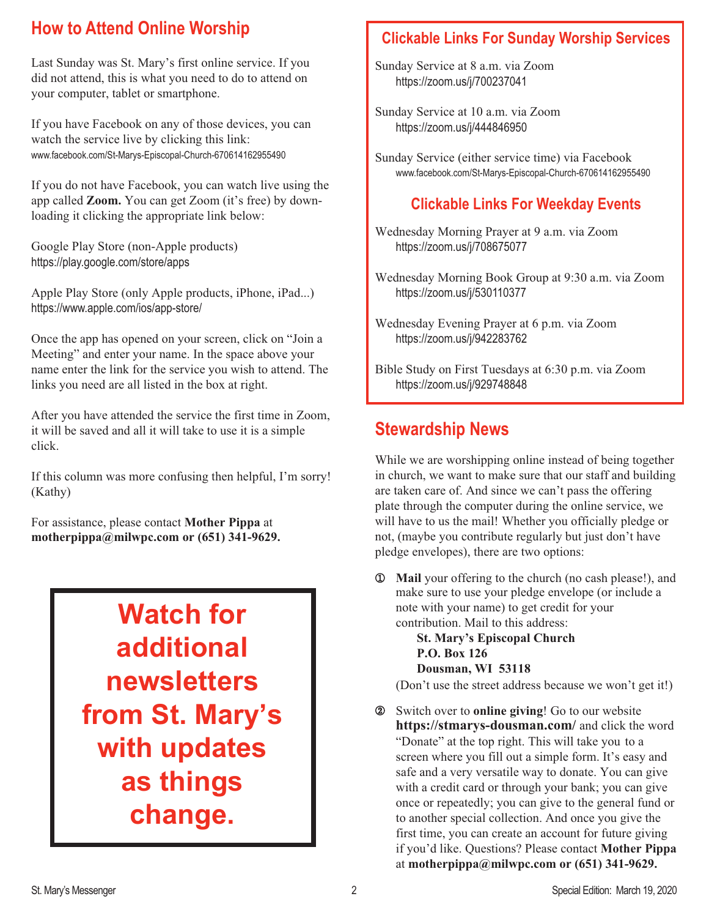## How to Attend Online Worship

Last Sunday was St. Mary's first online service. If you did not attend, this is what you need to do to attend on your computer, tablet or smartphone.

If you have Facebook on any of those devices, you can watch the service live by clicking this link:
www.facebook.com/St-Marys-Episcopal-Church-670614162955490

If you do not have Facebook, you can watch live using the app called **Zoom.** You can get Zoom (it's free) by downloading it clicking the appropriate link below:

Google Play Store (non-Apple products)
https://play.google.com/store/apps

Apple Play Store (only Apple products, iPhone, iPad...)
https://www.apple.com/ios/app-store/

Once the app has opened on your screen, click on "Join a Meeting" and enter your name. In the space above your name enter the link for the service you wish to attend. The links you need are all listed in the box at right.

After you have attended the service the first time in Zoom, it will be saved and all it will take to use it is a simple click.

If this column was more confusing then helpful, I'm sorry! (Kathy)

For assistance, please contact **Mother Pippa** at **motherpippa@milwpc.com or (651) 341-9629.**

**Watch for additional newsletters from St. Mary's with updates as things change.**

### Clickable Links For Sunday Worship Services

Sunday Service at 8 a.m. via Zoom
https://zoom.us/j/700237041

Sunday Service at 10 a.m. via Zoom
https://zoom.us/j/444846950

Sunday Service (either service time) via Facebook
www.facebook.com/St-Marys-Episcopal-Church-670614162955490

### Clickable Links For Weekday Events

Wednesday Morning Prayer at 9 a.m. via Zoom
https://zoom.us/j/708675077

Wednesday Morning Book Group at 9:30 a.m. via Zoom
https://zoom.us/j/530110377

Wednesday Evening Prayer at 6 p.m. via Zoom
https://zoom.us/j/942283762

Bible Study on First Tuesdays at 6:30 p.m. via Zoom
https://zoom.us/j/929748848

## Stewardship News

While we are worshipping online instead of being together in church, we want to make sure that our staff and building are taken care of. And since we can't pass the offering plate through the computer during the online service, we will have to us the mail! Whether you officially pledge or not, (maybe you contribute regularly but just don't have pledge envelopes), there are two options:

① **Mail** your offering to the church (no cash please!), and make sure to use your pledge envelope (or include a note with your name) to get credit for your contribution. Mail to this address:

**St. Mary's Episcopal Church**
**P.O. Box 126**
**Dousman, WI 53118**

(Don't use the street address because we won't get it!)

② Switch over to **online giving**! Go to our website **https://stmarys-dousman.com/** and click the word "Donate" at the top right. This will take you to a screen where you fill out a simple form. It's easy and safe and a very versatile way to donate. You can give with a credit card or through your bank; you can give once or repeatedly; you can give to the general fund or to another special collection. And once you give the first time, you can create an account for future giving if you'd like. Questions? Please contact **Mother Pippa** at **motherpippa@milwpc.com or (651) 341-9629.**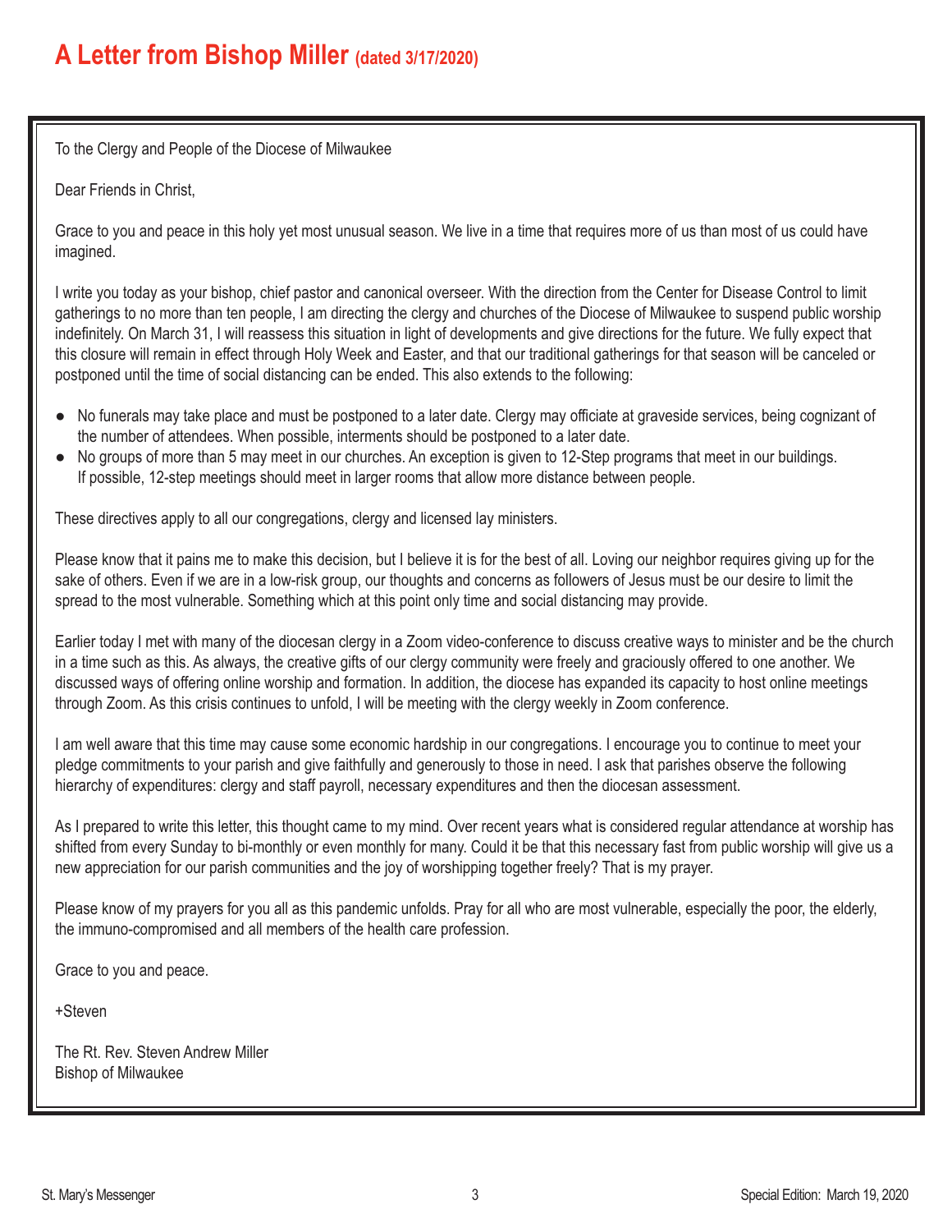# A Letter from Bishop Miller (dated 3/17/2020)

To the Clergy and People of the Diocese of Milwaukee

Dear Friends in Christ,

Grace to you and peace in this holy yet most unusual season. We live in a time that requires more of us than most of us could have imagined.

I write you today as your bishop, chief pastor and canonical overseer. With the direction from the Center for Disease Control to limit gatherings to no more than ten people, I am directing the clergy and churches of the Diocese of Milwaukee to suspend public worship indefinitely. On March 31, I will reassess this situation in light of developments and give directions for the future. We fully expect that this closure will remain in effect through Holy Week and Easter, and that our traditional gatherings for that season will be canceled or postponed until the time of social distancing can be ended. This also extends to the following:

- No funerals may take place and must be postponed to a later date. Clergy may officiate at graveside services, being cognizant of the number of attendees. When possible, interments should be postponed to a later date.
- No groups of more than 5 may meet in our churches. An exception is given to 12-Step programs that meet in our buildings. If possible, 12-step meetings should meet in larger rooms that allow more distance between people.

These directives apply to all our congregations, clergy and licensed lay ministers.

Please know that it pains me to make this decision, but I believe it is for the best of all. Loving our neighbor requires giving up for the sake of others. Even if we are in a low-risk group, our thoughts and concerns as followers of Jesus must be our desire to limit the spread to the most vulnerable. Something which at this point only time and social distancing may provide.

Earlier today I met with many of the diocesan clergy in a Zoom video-conference to discuss creative ways to minister and be the church in a time such as this. As always, the creative gifts of our clergy community were freely and graciously offered to one another. We discussed ways of offering online worship and formation. In addition, the diocese has expanded its capacity to host online meetings through Zoom. As this crisis continues to unfold, I will be meeting with the clergy weekly in Zoom conference.

I am well aware that this time may cause some economic hardship in our congregations. I encourage you to continue to meet your pledge commitments to your parish and give faithfully and generously to those in need. I ask that parishes observe the following hierarchy of expenditures: clergy and staff payroll, necessary expenditures and then the diocesan assessment.

As I prepared to write this letter, this thought came to my mind. Over recent years what is considered regular attendance at worship has shifted from every Sunday to bi-monthly or even monthly for many. Could it be that this necessary fast from public worship will give us a new appreciation for our parish communities and the joy of worshipping together freely? That is my prayer.

Please know of my prayers for you all as this pandemic unfolds. Pray for all who are most vulnerable, especially the poor, the elderly, the immuno-compromised and all members of the health care profession.

Grace to you and peace.

+Steven

The Rt. Rev. Steven Andrew Miller
Bishop of Milwaukee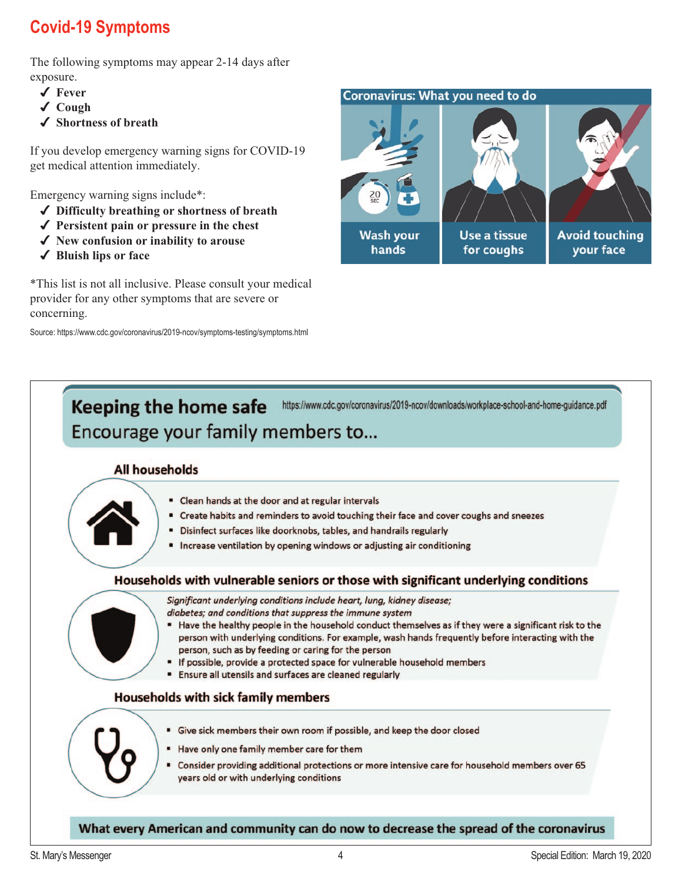## Covid-19 Symptoms

The following symptoms may appear 2-14 days after exposure.

- ✓ **Fever**
- ✓ **Cough**
- ✓ **Shortness of breath**

If you develop emergency warning signs for COVID-19 get medical attention immediately.

Emergency warning signs include*:

- ✓ **Difficulty breathing or shortness of breath**
- ✓ **Persistent pain or pressure in the chest**
- ✓ **New confusion or inability to arouse**
- ✓ **Bluish lips or face**

*This list is not all inclusive. Please consult your medical provider for any other symptoms that are severe or concerning.

Source: https://www.cdc.gov/coronavirus/2019-ncov/symptoms-testing/symptoms.html

**Coronavirus: What you need to do**

20 SEC

Wash your hands

Use a tissue for coughs

Avoid touching your face

## Keeping the home safe

https://www.cdc.gov/coronavirus/2019-ncov/downloads/workplace-school-and-home-guidance.pdf

Encourage your family members to...

### All households

- Clean hands at the door and at regular intervals
- Create habits and reminders to avoid touching their face and cover coughs and sneezes
- Disinfect surfaces like doorknobs, tables, and handrails regularly
- Increase ventilation by opening windows or adjusting air conditioning

### Households with vulnerable seniors or those with significant underlying conditions

*Significant underlying conditions include heart, lung, kidney disease; diabetes; and conditions that suppress the immune system*

- Have the healthy people in the household conduct themselves as if they were a significant risk to the person with underlying conditions. For example, wash hands frequently before interacting with the person, such as by feeding or caring for the person
- If possible, provide a protected space for vulnerable household members
- Ensure all utensils and surfaces are cleaned regularly

### Households with sick family members

- Give sick members their own room if possible, and keep the door closed
- Have only one family member care for them
- Consider providing additional protections or more intensive care for household members over 65 years old or with underlying conditions

**What every American and community can do now to decrease the spread of the coronavirus**